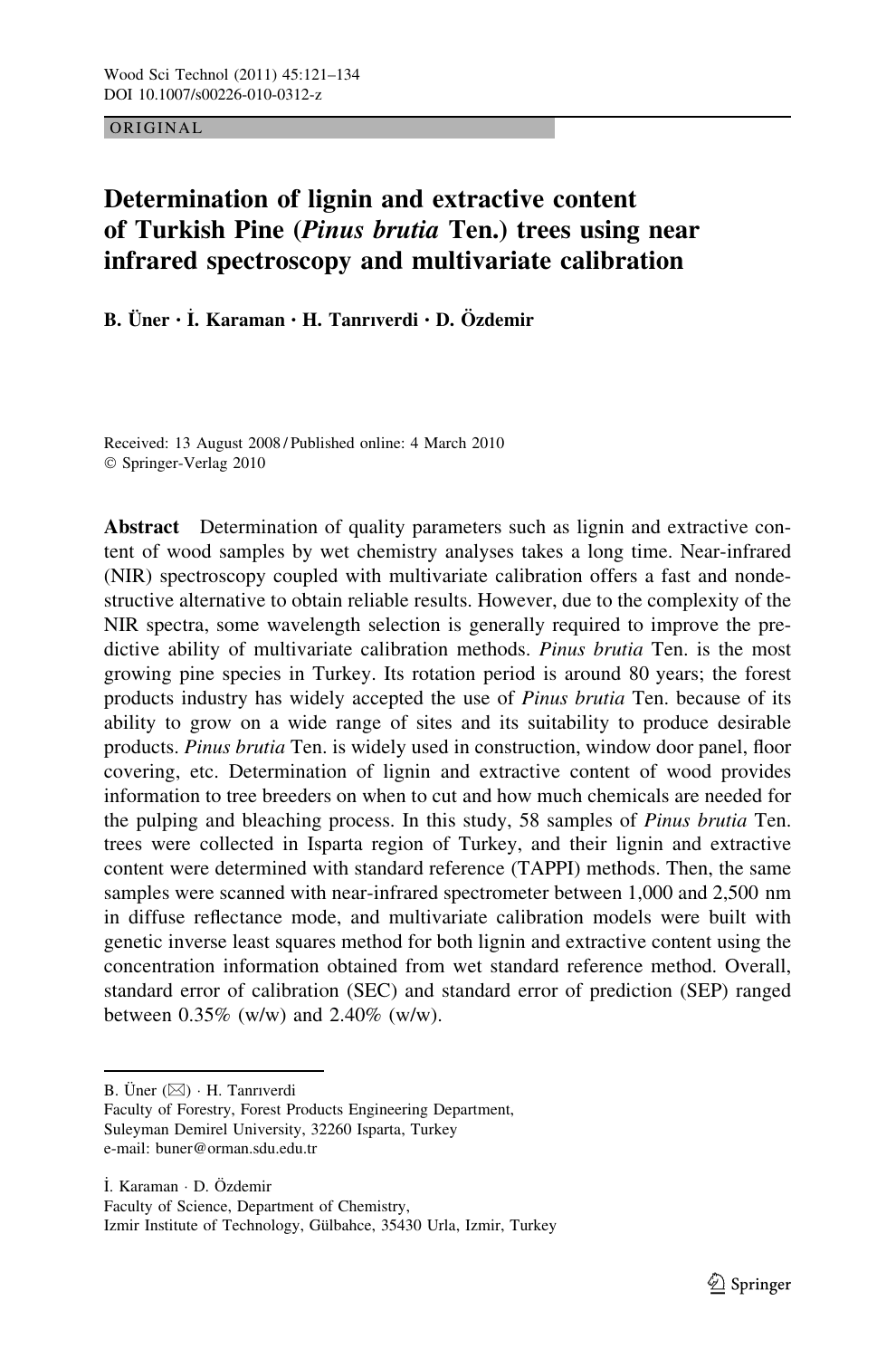ORIGINAL

# Determination of lignin and extractive content of Turkish Pine (*Pinus brutia* Ten.) trees using near infrared spectroscopy and multivariate calibration

**B. Üner · İ. Karaman · H. Tanrıverdi · D. Özdemir**

Received: 13 August 2008 / Published online: 4 March 2010
© Springer-Verlag 2010

**Abstract** Determination of quality parameters such as lignin and extractive content of wood samples by wet chemistry analyses takes a long time. Near-infrared (NIR) spectroscopy coupled with multivariate calibration offers a fast and nondestructive alternative to obtain reliable results. However, due to the complexity of the NIR spectra, some wavelength selection is generally required to improve the predictive ability of multivariate calibration methods. *Pinus brutia* Ten. is the most growing pine species in Turkey. Its rotation period is around 80 years; the forest products industry has widely accepted the use of *Pinus brutia* Ten. because of its ability to grow on a wide range of sites and its suitability to produce desirable products. *Pinus brutia* Ten. is widely used in construction, window door panel, floor covering, etc. Determination of lignin and extractive content of wood provides information to tree breeders on when to cut and how much chemicals are needed for the pulping and bleaching process. In this study, 58 samples of *Pinus brutia* Ten. trees were collected in Isparta region of Turkey, and their lignin and extractive content were determined with standard reference (TAPPI) methods. Then, the same samples were scanned with near-infrared spectrometer between 1,000 and 2,500 nm in diffuse reflectance mode, and multivariate calibration models were built with genetic inverse least squares method for both lignin and extractive content using the concentration information obtained from wet standard reference method. Overall, standard error of calibration (SEC) and standard error of prediction (SEP) ranged between 0.35% (w/w) and 2.40% (w/w).

---

B. Üner (✉) · H. Tanrıverdi
Faculty of Forestry, Forest Products Engineering Department,
Suleyman Demirel University, 32260 Isparta, Turkey
e-mail: buner@orman.sdu.edu.tr

İ. Karaman · D. Özdemir
Faculty of Science, Department of Chemistry,
Izmir Institute of Technology, Gülbahce, 35430 Urla, Izmir, Turkey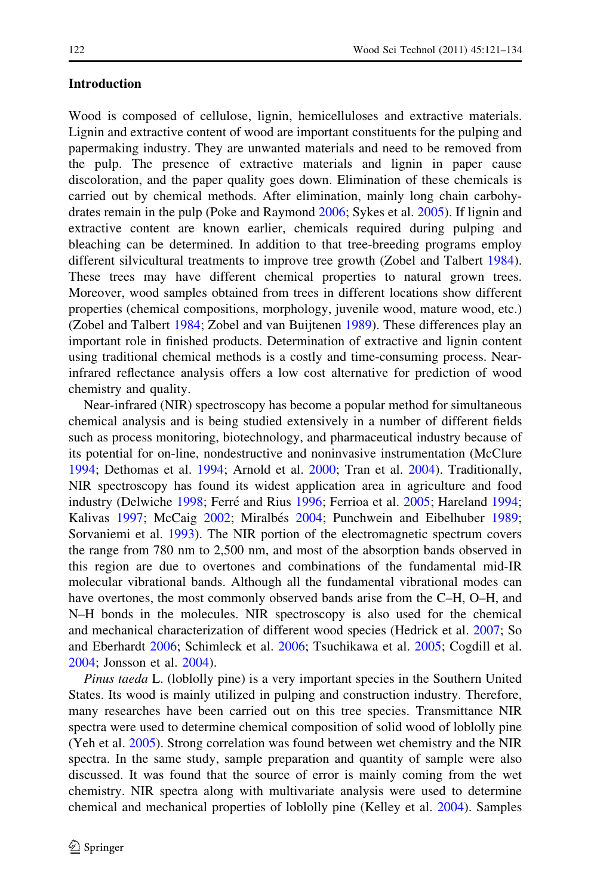## Introduction

Wood is composed of cellulose, lignin, hemicelluloses and extractive materials. Lignin and extractive content of wood are important constituents for the pulping and papermaking industry. They are unwanted materials and need to be removed from the pulp. The presence of extractive materials and lignin in paper cause discoloration, and the paper quality goes down. Elimination of these chemicals is carried out by chemical methods. After elimination, mainly long chain carbohydrates remain in the pulp (Poke and Raymond 2006; Sykes et al. 2005). If lignin and extractive content are known earlier, chemicals required during pulping and bleaching can be determined. In addition to that tree-breeding programs employ different silvicultural treatments to improve tree growth (Zobel and Talbert 1984). These trees may have different chemical properties to natural grown trees. Moreover, wood samples obtained from trees in different locations show different properties (chemical compositions, morphology, juvenile wood, mature wood, etc.) (Zobel and Talbert 1984; Zobel and van Buijtenen 1989). These differences play an important role in finished products. Determination of extractive and lignin content using traditional chemical methods is a costly and time-consuming process. Near-infrared reflectance analysis offers a low cost alternative for prediction of wood chemistry and quality.

Near-infrared (NIR) spectroscopy has become a popular method for simultaneous chemical analysis and is being studied extensively in a number of different fields such as process monitoring, biotechnology, and pharmaceutical industry because of its potential for on-line, nondestructive and noninvasive instrumentation (McClure 1994; Dethomas et al. 1994; Arnold et al. 2000; Tran et al. 2004). Traditionally, NIR spectroscopy has found its widest application area in agriculture and food industry (Delwiche 1998; Ferré and Rius 1996; Ferrioa et al. 2005; Hareland 1994; Kalivas 1997; McCaig 2002; Miralbés 2004; Punchwein and Eibelhuber 1989; Sorvaniemi et al. 1993). The NIR portion of the electromagnetic spectrum covers the range from 780 nm to 2,500 nm, and most of the absorption bands observed in this region are due to overtones and combinations of the fundamental mid-IR molecular vibrational bands. Although all the fundamental vibrational modes can have overtones, the most commonly observed bands arise from the C–H, O–H, and N–H bonds in the molecules. NIR spectroscopy is also used for the chemical and mechanical characterization of different wood species (Hedrick et al. 2007; So and Eberhardt 2006; Schimleck et al. 2006; Tsuchikawa et al. 2005; Cogdill et al. 2004; Jonsson et al. 2004).

*Pinus taeda* L. (loblolly pine) is a very important species in the Southern United States. Its wood is mainly utilized in pulping and construction industry. Therefore, many researches have been carried out on this tree species. Transmittance NIR spectra were used to determine chemical composition of solid wood of loblolly pine (Yeh et al. 2005). Strong correlation was found between wet chemistry and the NIR spectra. In the same study, sample preparation and quantity of sample were also discussed. It was found that the source of error is mainly coming from the wet chemistry. NIR spectra along with multivariate analysis were used to determine chemical and mechanical properties of loblolly pine (Kelley et al. 2004). Samples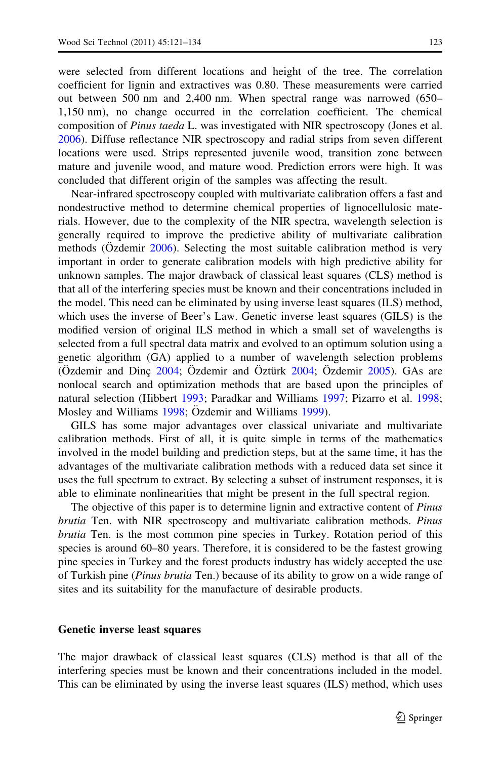were selected from different locations and height of the tree. The correlation coefficient for lignin and extractives was 0.80. These measurements were carried out between 500 nm and 2,400 nm. When spectral range was narrowed (650–1,150 nm), no change occurred in the correlation coefficient. The chemical composition of *Pinus taeda* L. was investigated with NIR spectroscopy (Jones et al. 2006). Diffuse reflectance NIR spectroscopy and radial strips from seven different locations were used. Strips represented juvenile wood, transition zone between mature and juvenile wood, and mature wood. Prediction errors were high. It was concluded that different origin of the samples was affecting the result.

Near-infrared spectroscopy coupled with multivariate calibration offers a fast and nondestructive method to determine chemical properties of lignocellulosic materials. However, due to the complexity of the NIR spectra, wavelength selection is generally required to improve the predictive ability of multivariate calibration methods (Özdemir 2006). Selecting the most suitable calibration method is very important in order to generate calibration models with high predictive ability for unknown samples. The major drawback of classical least squares (CLS) method is that all of the interfering species must be known and their concentrations included in the model. This need can be eliminated by using inverse least squares (ILS) method, which uses the inverse of Beer's Law. Genetic inverse least squares (GILS) is the modified version of original ILS method in which a small set of wavelengths is selected from a full spectral data matrix and evolved to an optimum solution using a genetic algorithm (GA) applied to a number of wavelength selection problems (Özdemir and Dinç 2004; Özdemir and Öztürk 2004; Özdemir 2005). GAs are nonlocal search and optimization methods that are based upon the principles of natural selection (Hibbert 1993; Paradkar and Williams 1997; Pizarro et al. 1998; Mosley and Williams 1998; Özdemir and Williams 1999).

GILS has some major advantages over classical univariate and multivariate calibration methods. First of all, it is quite simple in terms of the mathematics involved in the model building and prediction steps, but at the same time, it has the advantages of the multivariate calibration methods with a reduced data set since it uses the full spectrum to extract. By selecting a subset of instrument responses, it is able to eliminate nonlinearities that might be present in the full spectral region.

The objective of this paper is to determine lignin and extractive content of *Pinus brutia* Ten. with NIR spectroscopy and multivariate calibration methods. *Pinus brutia* Ten. is the most common pine species in Turkey. Rotation period of this species is around 60–80 years. Therefore, it is considered to be the fastest growing pine species in Turkey and the forest products industry has widely accepted the use of Turkish pine (*Pinus brutia* Ten.) because of its ability to grow on a wide range of sites and its suitability for the manufacture of desirable products.

## Genetic inverse least squares

The major drawback of classical least squares (CLS) method is that all of the interfering species must be known and their concentrations included in the model. This can be eliminated by using the inverse least squares (ILS) method, which uses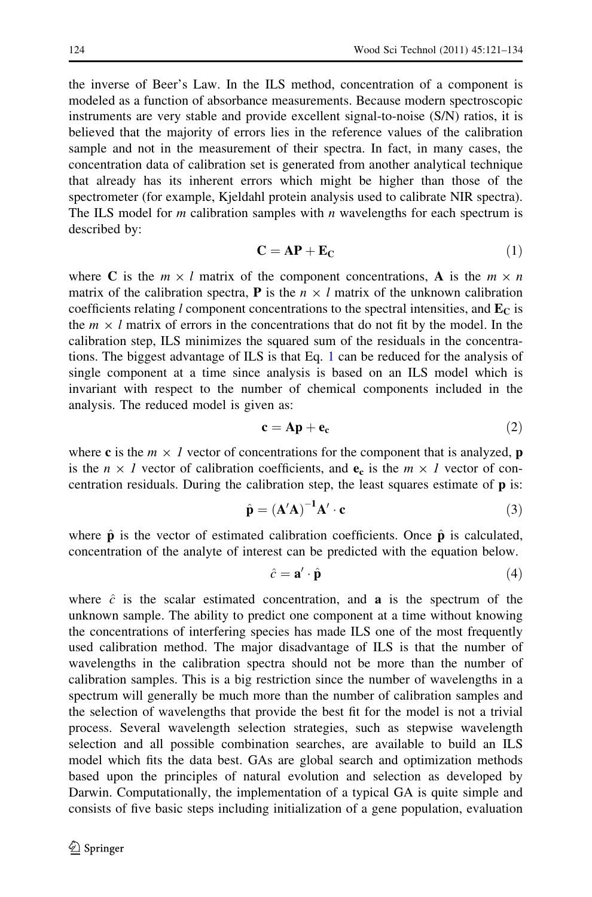the inverse of Beer's Law. In the ILS method, concentration of a component is modeled as a function of absorbance measurements. Because modern spectroscopic instruments are very stable and provide excellent signal-to-noise (S/N) ratios, it is believed that the majority of errors lies in the reference values of the calibration sample and not in the measurement of their spectra. In fact, in many cases, the concentration data of calibration set is generated from another analytical technique that already has its inherent errors which might be higher than those of the spectrometer (for example, Kjeldahl protein analysis used to calibrate NIR spectra). The ILS model for $m$ calibration samples with $n$ wavelengths for each spectrum is described by:

$$\mathbf{C} = \mathbf{AP} + \mathbf{E_C} \tag{1}$$

where $\mathbf{C}$ is the $m \times l$ matrix of the component concentrations, $\mathbf{A}$ is the $m \times n$ matrix of the calibration spectra, $\mathbf{P}$ is the $n \times l$ matrix of the unknown calibration coefficients relating $l$ component concentrations to the spectral intensities, and $\mathbf{E_C}$ is the $m \times l$ matrix of errors in the concentrations that do not fit by the model. In the calibration step, ILS minimizes the squared sum of the residuals in the concentrations. The biggest advantage of ILS is that Eq. 1 can be reduced for the analysis of single component at a time since analysis is based on an ILS model which is invariant with respect to the number of chemical components included in the analysis. The reduced model is given as:

$$\mathbf{c} = \mathbf{Ap} + \mathbf{e_c} \tag{2}$$

where $\mathbf{c}$ is the $m \times 1$ vector of concentrations for the component that is analyzed, $\mathbf{p}$ is the $n \times 1$ vector of calibration coefficients, and $\mathbf{e_c}$ is the $m \times 1$ vector of concentration residuals. During the calibration step, the least squares estimate of $\mathbf{p}$ is:

$$\hat{\mathbf{p}} = (\mathbf{A}'\mathbf{A})^{-1}\mathbf{A}' \cdot \mathbf{c} \tag{3}$$

where $\hat{\mathbf{p}}$ is the vector of estimated calibration coefficients. Once $\hat{\mathbf{p}}$ is calculated, concentration of the analyte of interest can be predicted with the equation below.

$$\hat{c} = \mathbf{a}' \cdot \hat{\mathbf{p}} \tag{4}$$

where $\hat{c}$ is the scalar estimated concentration, and $\mathbf{a}$ is the spectrum of the unknown sample. The ability to predict one component at a time without knowing the concentrations of interfering species has made ILS one of the most frequently used calibration method. The major disadvantage of ILS is that the number of wavelengths in the calibration spectra should not be more than the number of calibration samples. This is a big restriction since the number of wavelengths in a spectrum will generally be much more than the number of calibration samples and the selection of wavelengths that provide the best fit for the model is not a trivial process. Several wavelength selection strategies, such as stepwise wavelength selection and all possible combination searches, are available to build an ILS model which fits the data best. GAs are global search and optimization methods based upon the principles of natural evolution and selection as developed by Darwin. Computationally, the implementation of a typical GA is quite simple and consists of five basic steps including initialization of a gene population, evaluation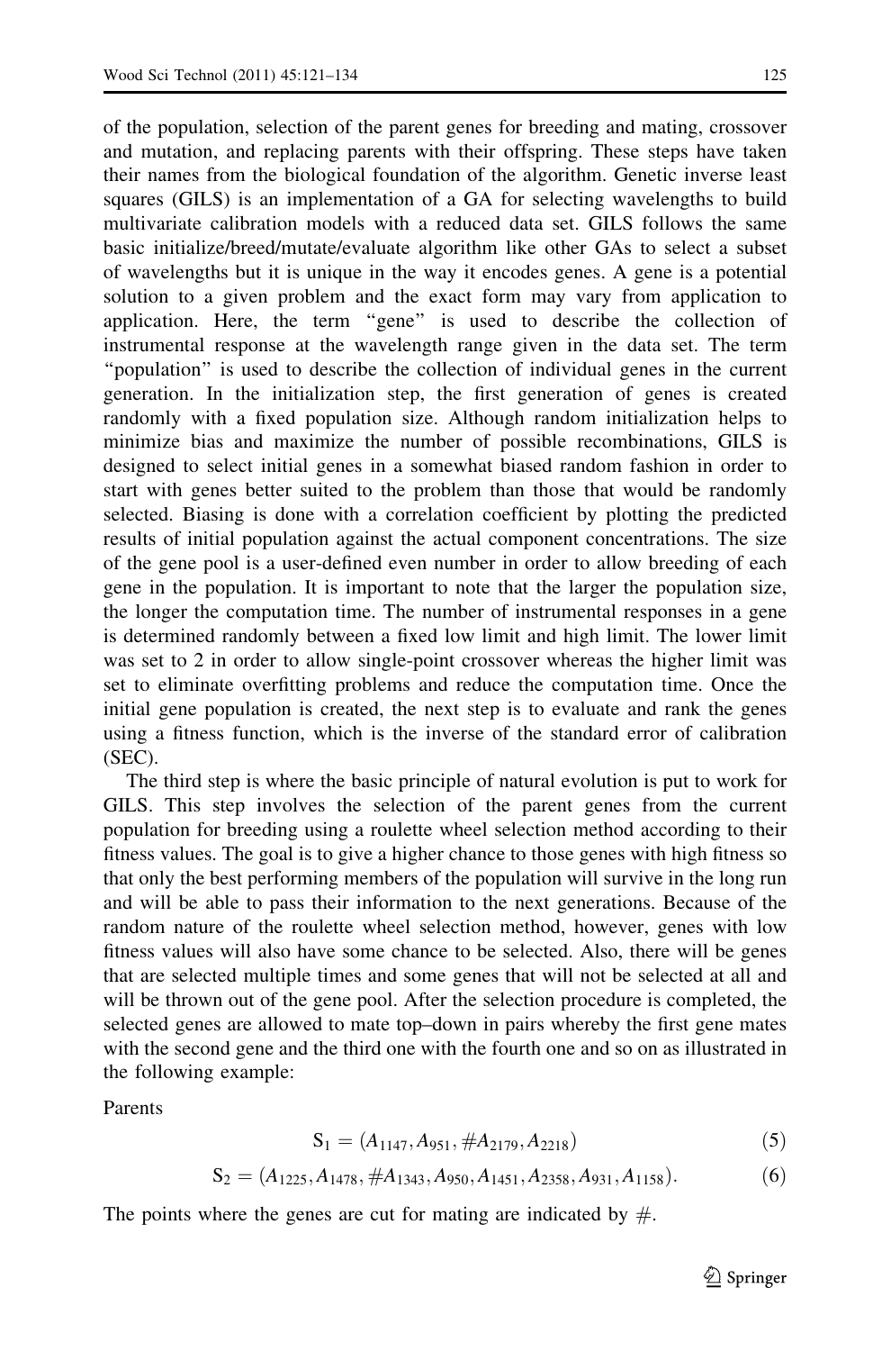of the population, selection of the parent genes for breeding and mating, crossover and mutation, and replacing parents with their offspring. These steps have taken their names from the biological foundation of the algorithm. Genetic inverse least squares (GILS) is an implementation of a GA for selecting wavelengths to build multivariate calibration models with a reduced data set. GILS follows the same basic initialize/breed/mutate/evaluate algorithm like other GAs to select a subset of wavelengths but it is unique in the way it encodes genes. A gene is a potential solution to a given problem and the exact form may vary from application to application. Here, the term "gene" is used to describe the collection of instrumental response at the wavelength range given in the data set. The term "population" is used to describe the collection of individual genes in the current generation. In the initialization step, the first generation of genes is created randomly with a fixed population size. Although random initialization helps to minimize bias and maximize the number of possible recombinations, GILS is designed to select initial genes in a somewhat biased random fashion in order to start with genes better suited to the problem than those that would be randomly selected. Biasing is done with a correlation coefficient by plotting the predicted results of initial population against the actual component concentrations. The size of the gene pool is a user-defined even number in order to allow breeding of each gene in the population. It is important to note that the larger the population size, the longer the computation time. The number of instrumental responses in a gene is determined randomly between a fixed low limit and high limit. The lower limit was set to 2 in order to allow single-point crossover whereas the higher limit was set to eliminate overfitting problems and reduce the computation time. Once the initial gene population is created, the next step is to evaluate and rank the genes using a fitness function, which is the inverse of the standard error of calibration (SEC).

The third step is where the basic principle of natural evolution is put to work for GILS. This step involves the selection of the parent genes from the current population for breeding using a roulette wheel selection method according to their fitness values. The goal is to give a higher chance to those genes with high fitness so that only the best performing members of the population will survive in the long run and will be able to pass their information to the next generations. Because of the random nature of the roulette wheel selection method, however, genes with low fitness values will also have some chance to be selected. Also, there will be genes that are selected multiple times and some genes that will not be selected at all and will be thrown out of the gene pool. After the selection procedure is completed, the selected genes are allowed to mate top–down in pairs whereby the first gene mates with the second gene and the third one with the fourth one and so on as illustrated in the following example:

Parents

$$S_1 = (A_{1147}, A_{951}, \#A_{2179}, A_{2218}) \tag{5}$$

$$S_2 = (A_{1225}, A_{1478}, \#A_{1343}, A_{950}, A_{1451}, A_{2358}, A_{931}, A_{1158}). \tag{6}$$

The points where the genes are cut for mating are indicated by #.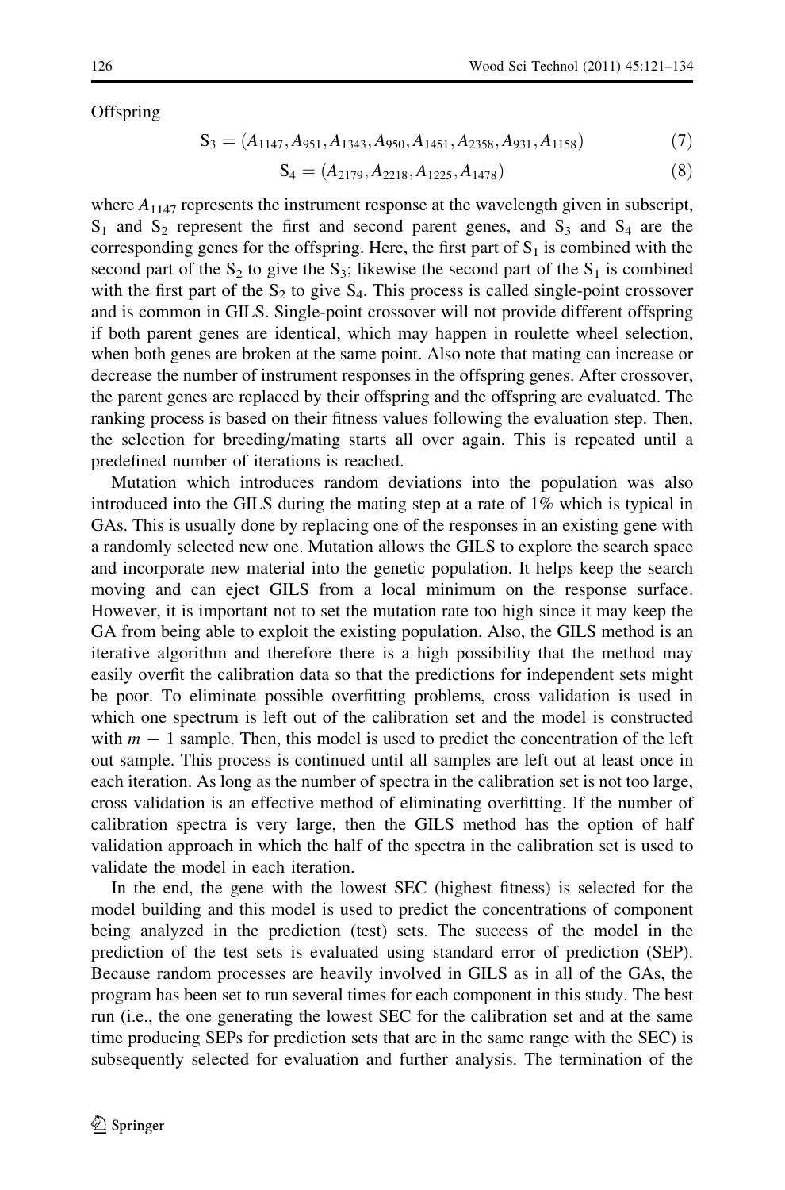Offspring

$$S_3 = (A_{1147}, A_{951}, A_{1343}, A_{950}, A_{1451}, A_{2358}, A_{931}, A_{1158}) \tag{7}$$

$$S_4 = (A_{2179}, A_{2218}, A_{1225}, A_{1478}) \tag{8}$$

where $A_{1147}$ represents the instrument response at the wavelength given in subscript, $S_1$ and $S_2$ represent the first and second parent genes, and $S_3$ and $S_4$ are the corresponding genes for the offspring. Here, the first part of $S_1$ is combined with the second part of the $S_2$ to give the $S_3$; likewise the second part of the $S_1$ is combined with the first part of the $S_2$ to give $S_4$. This process is called single-point crossover and is common in GILS. Single-point crossover will not provide different offspring if both parent genes are identical, which may happen in roulette wheel selection, when both genes are broken at the same point. Also note that mating can increase or decrease the number of instrument responses in the offspring genes. After crossover, the parent genes are replaced by their offspring and the offspring are evaluated. The ranking process is based on their fitness values following the evaluation step. Then, the selection for breeding/mating starts all over again. This is repeated until a predefined number of iterations is reached.

Mutation which introduces random deviations into the population was also introduced into the GILS during the mating step at a rate of 1% which is typical in GAs. This is usually done by replacing one of the responses in an existing gene with a randomly selected new one. Mutation allows the GILS to explore the search space and incorporate new material into the genetic population. It helps keep the search moving and can eject GILS from a local minimum on the response surface. However, it is important not to set the mutation rate too high since it may keep the GA from being able to exploit the existing population. Also, the GILS method is an iterative algorithm and therefore there is a high possibility that the method may easily overfit the calibration data so that the predictions for independent sets might be poor. To eliminate possible overfitting problems, cross validation is used in which one spectrum is left out of the calibration set and the model is constructed with $m - 1$ sample. Then, this model is used to predict the concentration of the left out sample. This process is continued until all samples are left out at least once in each iteration. As long as the number of spectra in the calibration set is not too large, cross validation is an effective method of eliminating overfitting. If the number of calibration spectra is very large, then the GILS method has the option of half validation approach in which the half of the spectra in the calibration set is used to validate the model in each iteration.

In the end, the gene with the lowest SEC (highest fitness) is selected for the model building and this model is used to predict the concentrations of component being analyzed in the prediction (test) sets. The success of the model in the prediction of the test sets is evaluated using standard error of prediction (SEP). Because random processes are heavily involved in GILS as in all of the GAs, the program has been set to run several times for each component in this study. The best run (i.e., the one generating the lowest SEC for the calibration set and at the same time producing SEPs for prediction sets that are in the same range with the SEC) is subsequently selected for evaluation and further analysis. The termination of the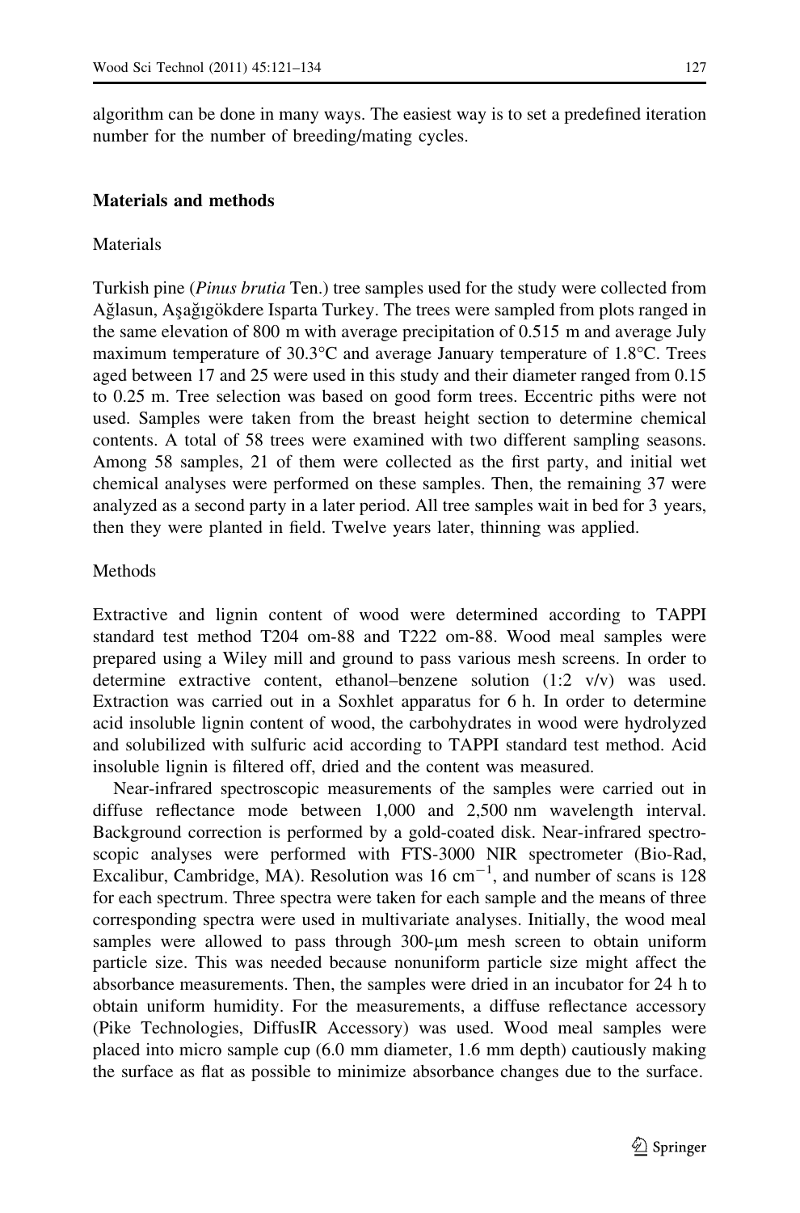algorithm can be done in many ways. The easiest way is to set a predefined iteration number for the number of breeding/mating cycles.

## Materials and methods

### Materials

Turkish pine (*Pinus brutia* Ten.) tree samples used for the study were collected from Ağlasun, Aşağıgökdere Isparta Turkey. The trees were sampled from plots ranged in the same elevation of 800 m with average precipitation of 0.515 m and average July maximum temperature of 30.3°C and average January temperature of 1.8°C. Trees aged between 17 and 25 were used in this study and their diameter ranged from 0.15 to 0.25 m. Tree selection was based on good form trees. Eccentric piths were not used. Samples were taken from the breast height section to determine chemical contents. A total of 58 trees were examined with two different sampling seasons. Among 58 samples, 21 of them were collected as the first party, and initial wet chemical analyses were performed on these samples. Then, the remaining 37 were analyzed as a second party in a later period. All tree samples wait in bed for 3 years, then they were planted in field. Twelve years later, thinning was applied.

### Methods

Extractive and lignin content of wood were determined according to TAPPI standard test method T204 om-88 and T222 om-88. Wood meal samples were prepared using a Wiley mill and ground to pass various mesh screens. In order to determine extractive content, ethanol–benzene solution (1:2 v/v) was used. Extraction was carried out in a Soxhlet apparatus for 6 h. In order to determine acid insoluble lignin content of wood, the carbohydrates in wood were hydrolyzed and solubilized with sulfuric acid according to TAPPI standard test method. Acid insoluble lignin is filtered off, dried and the content was measured.

Near-infrared spectroscopic measurements of the samples were carried out in diffuse reflectance mode between 1,000 and 2,500 nm wavelength interval. Background correction is performed by a gold-coated disk. Near-infrared spectroscopic analyses were performed with FTS-3000 NIR spectrometer (Bio-Rad, Excalibur, Cambridge, MA). Resolution was 16 $cm^{-1}$, and number of scans is 128 for each spectrum. Three spectra were taken for each sample and the means of three corresponding spectra were used in multivariate analyses. Initially, the wood meal samples were allowed to pass through 300-μm mesh screen to obtain uniform particle size. This was needed because nonuniform particle size might affect the absorbance measurements. Then, the samples were dried in an incubator for 24 h to obtain uniform humidity. For the measurements, a diffuse reflectance accessory (Pike Technologies, DiffusIR Accessory) was used. Wood meal samples were placed into micro sample cup (6.0 mm diameter, 1.6 mm depth) cautiously making the surface as flat as possible to minimize absorbance changes due to the surface.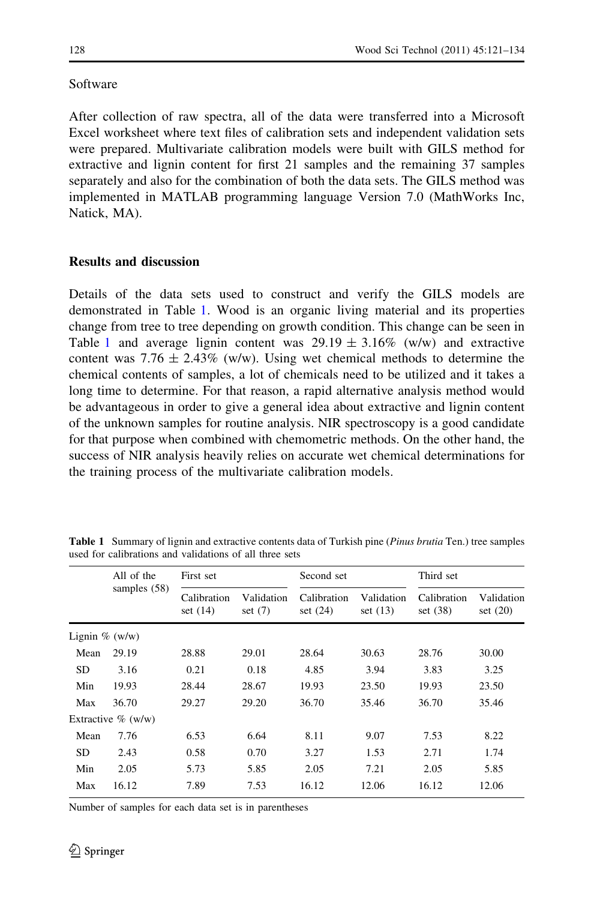### Software

After collection of raw spectra, all of the data were transferred into a Microsoft Excel worksheet where text files of calibration sets and independent validation sets were prepared. Multivariate calibration models were built with GILS method for extractive and lignin content for first 21 samples and the remaining 37 samples separately and also for the combination of both the data sets. The GILS method was implemented in MATLAB programming language Version 7.0 (MathWorks Inc, Natick, MA).

## Results and discussion

Details of the data sets used to construct and verify the GILS models are demonstrated in Table 1. Wood is an organic living material and its properties change from tree to tree depending on growth condition. This change can be seen in Table 1 and average lignin content was $29.19 \pm 3.16\%$ (w/w) and extractive content was $7.76 \pm 2.43\%$ (w/w). Using wet chemical methods to determine the chemical contents of samples, a lot of chemicals need to be utilized and it takes a long time to determine. For that reason, a rapid alternative analysis method would be advantageous in order to give a general idea about extractive and lignin content of the unknown samples for routine analysis. NIR spectroscopy is a good candidate for that purpose when combined with chemometric methods. On the other hand, the success of NIR analysis heavily relies on accurate wet chemical determinations for the training process of the multivariate calibration models.

**Table 1** Summary of lignin and extractive contents data of Turkish pine (*Pinus brutia* Ten.) tree samples used for calibrations and validations of all three sets

| | All of the samples (58) | First set | | Second set | | Third set | |
|---|---|---|---|---|---|---|---|
| | | Calibration set (14) | Validation set (7) | Calibration set (24) | Validation set (13) | Calibration set (38) | Validation set (20) |
| Lignin % (w/w) | | | | | | | |
| Mean | 29.19 | 28.88 | 29.01 | 28.64 | 30.63 | 28.76 | 30.00 |
| SD | 3.16 | 0.21 | 0.18 | 4.85 | 3.94 | 3.83 | 3.25 |
| Min | 19.93 | 28.44 | 28.67 | 19.93 | 23.50 | 19.93 | 23.50 |
| Max | 36.70 | 29.27 | 29.20 | 36.70 | 35.46 | 36.70 | 35.46 |
| Extractive % (w/w) | | | | | | | |
| Mean | 7.76 | 6.53 | 6.64 | 8.11 | 9.07 | 7.53 | 8.22 |
| SD | 2.43 | 0.58 | 0.70 | 3.27 | 1.53 | 2.71 | 1.74 |
| Min | 2.05 | 5.73 | 5.85 | 2.05 | 7.21 | 2.05 | 5.85 |
| Max | 16.12 | 7.89 | 7.53 | 16.12 | 12.06 | 16.12 | 12.06 |

Number of samples for each data set is in parentheses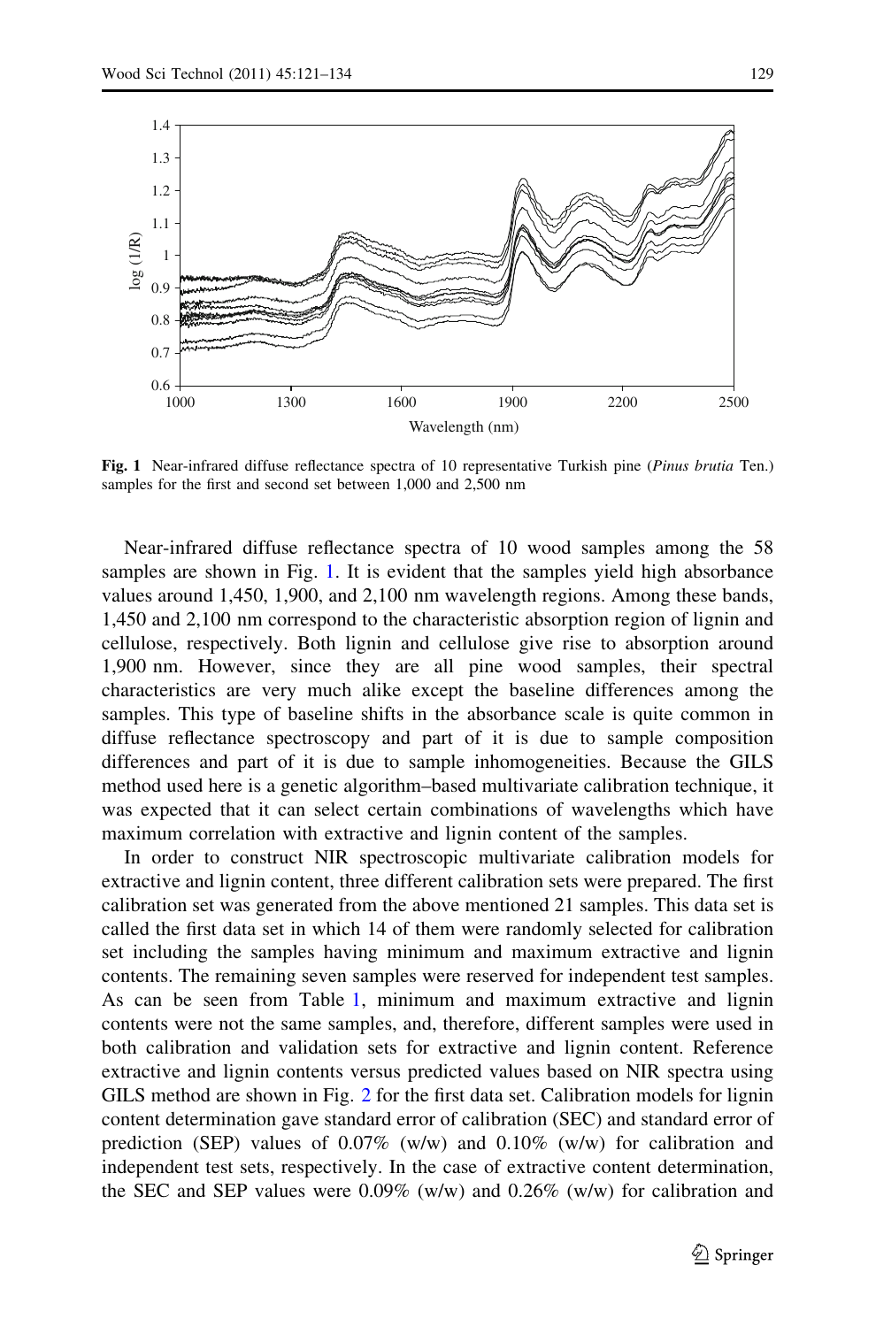**Fig. 1** Near-infrared diffuse reflectance spectra of 10 representative Turkish pine (*Pinus brutia* Ten.) samples for the first and second set between 1,000 and 2,500 nm

Near-infrared diffuse reflectance spectra of 10 wood samples among the 58 samples are shown in Fig. 1. It is evident that the samples yield high absorbance values around 1,450, 1,900, and 2,100 nm wavelength regions. Among these bands, 1,450 and 2,100 nm correspond to the characteristic absorption region of lignin and cellulose, respectively. Both lignin and cellulose give rise to absorption around 1,900 nm. However, since they are all pine wood samples, their spectral characteristics are very much alike except the baseline differences among the samples. This type of baseline shifts in the absorbance scale is quite common in diffuse reflectance spectroscopy and part of it is due to sample composition differences and part of it is due to sample inhomogeneities. Because the GILS method used here is a genetic algorithm–based multivariate calibration technique, it was expected that it can select certain combinations of wavelengths which have maximum correlation with extractive and lignin content of the samples.

In order to construct NIR spectroscopic multivariate calibration models for extractive and lignin content, three different calibration sets were prepared. The first calibration set was generated from the above mentioned 21 samples. This data set is called the first data set in which 14 of them were randomly selected for calibration set including the samples having minimum and maximum extractive and lignin contents. The remaining seven samples were reserved for independent test samples. As can be seen from Table 1, minimum and maximum extractive and lignin contents were not the same samples, and, therefore, different samples were used in both calibration and validation sets for extractive and lignin content. Reference extractive and lignin contents versus predicted values based on NIR spectra using GILS method are shown in Fig. 2 for the first data set. Calibration models for lignin content determination gave standard error of calibration (SEC) and standard error of prediction (SEP) values of 0.07% (w/w) and 0.10% (w/w) for calibration and independent test sets, respectively. In the case of extractive content determination, the SEC and SEP values were 0.09% (w/w) and 0.26% (w/w) for calibration and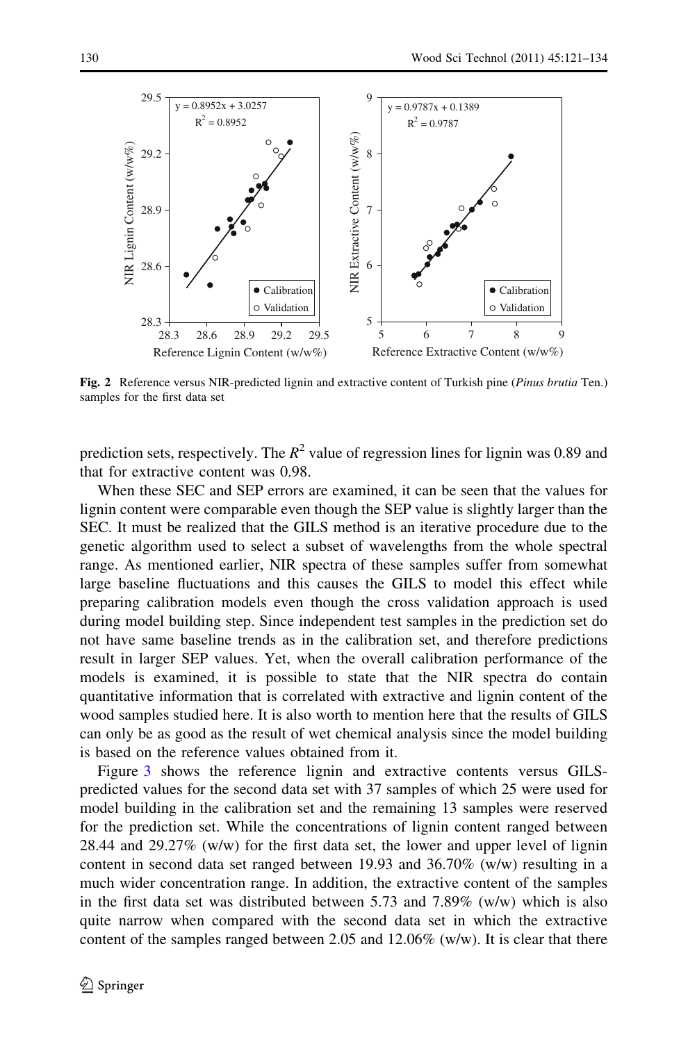Fig. 2 Reference versus NIR-predicted lignin and extractive content of Turkish pine (*Pinus brutia* Ten.) samples for the first data set

prediction sets, respectively. The $R^2$ value of regression lines for lignin was 0.89 and that for extractive content was 0.98.

When these SEC and SEP errors are examined, it can be seen that the values for lignin content were comparable even though the SEP value is slightly larger than the SEC. It must be realized that the GILS method is an iterative procedure due to the genetic algorithm used to select a subset of wavelengths from the whole spectral range. As mentioned earlier, NIR spectra of these samples suffer from somewhat large baseline fluctuations and this causes the GILS to model this effect while preparing calibration models even though the cross validation approach is used during model building step. Since independent test samples in the prediction set do not have same baseline trends as in the calibration set, and therefore predictions result in larger SEP values. Yet, when the overall calibration performance of the models is examined, it is possible to state that the NIR spectra do contain quantitative information that is correlated with extractive and lignin content of the wood samples studied here. It is also worth to mention here that the results of GILS can only be as good as the result of wet chemical analysis since the model building is based on the reference values obtained from it.

Figure 3 shows the reference lignin and extractive contents versus GILS-predicted values for the second data set with 37 samples of which 25 were used for model building in the calibration set and the remaining 13 samples were reserved for the prediction set. While the concentrations of lignin content ranged between 28.44 and 29.27% (w/w) for the first data set, the lower and upper level of lignin content in second data set ranged between 19.93 and 36.70% (w/w) resulting in a much wider concentration range. In addition, the extractive content of the samples in the first data set was distributed between 5.73 and 7.89% (w/w) which is also quite narrow when compared with the second data set in which the extractive content of the samples ranged between 2.05 and 12.06% (w/w). It is clear that there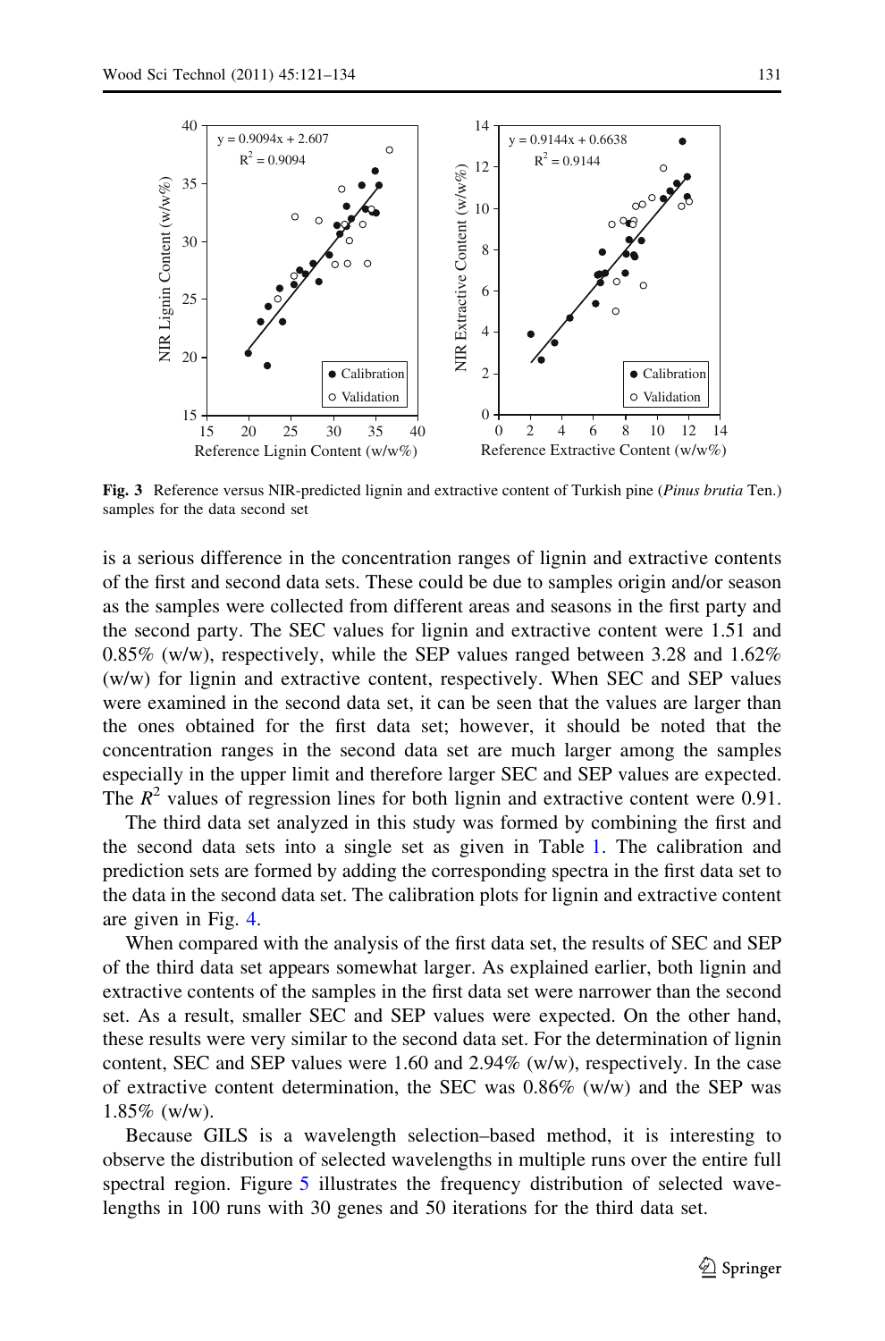**Fig. 3** Reference versus NIR-predicted lignin and extractive content of Turkish pine (*Pinus brutia* Ten.) samples for the data second set

is a serious difference in the concentration ranges of lignin and extractive contents of the first and second data sets. These could be due to samples origin and/or season as the samples were collected from different areas and seasons in the first party and the second party. The SEC values for lignin and extractive content were 1.51 and 0.85% (w/w), respectively, while the SEP values ranged between 3.28 and 1.62% (w/w) for lignin and extractive content, respectively. When SEC and SEP values were examined in the second data set, it can be seen that the values are larger than the ones obtained for the first data set; however, it should be noted that the concentration ranges in the second data set are much larger among the samples especially in the upper limit and therefore larger SEC and SEP values are expected. The $R^2$ values of regression lines for both lignin and extractive content were 0.91.

The third data set analyzed in this study was formed by combining the first and the second data sets into a single set as given in Table 1. The calibration and prediction sets are formed by adding the corresponding spectra in the first data set to the data in the second data set. The calibration plots for lignin and extractive content are given in Fig. 4.

When compared with the analysis of the first data set, the results of SEC and SEP of the third data set appears somewhat larger. As explained earlier, both lignin and extractive contents of the samples in the first data set were narrower than the second set. As a result, smaller SEC and SEP values were expected. On the other hand, these results were very similar to the second data set. For the determination of lignin content, SEC and SEP values were 1.60 and 2.94% (w/w), respectively. In the case of extractive content determination, the SEC was 0.86% (w/w) and the SEP was 1.85% (w/w).

Because GILS is a wavelength selection–based method, it is interesting to observe the distribution of selected wavelengths in multiple runs over the entire full spectral region. Figure 5 illustrates the frequency distribution of selected wavelengths in 100 runs with 30 genes and 50 iterations for the third data set.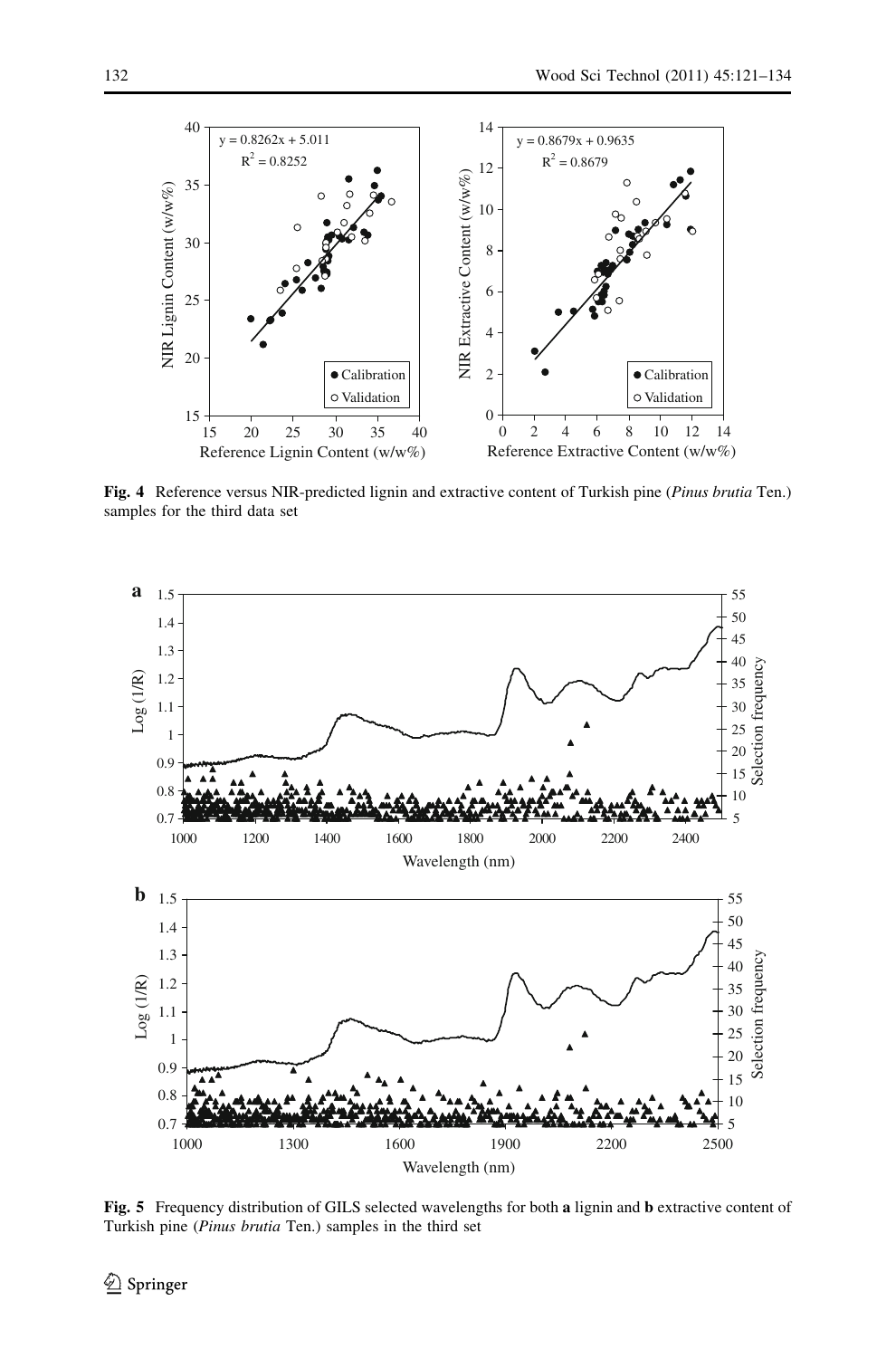Fig. 4 Reference versus NIR-predicted lignin and extractive content of Turkish pine (*Pinus brutia* Ten.) samples for the third data set

Fig. 5 Frequency distribution of GILS selected wavelengths for both **a** lignin and **b** extractive content of Turkish pine (*Pinus brutia* Ten.) samples in the third set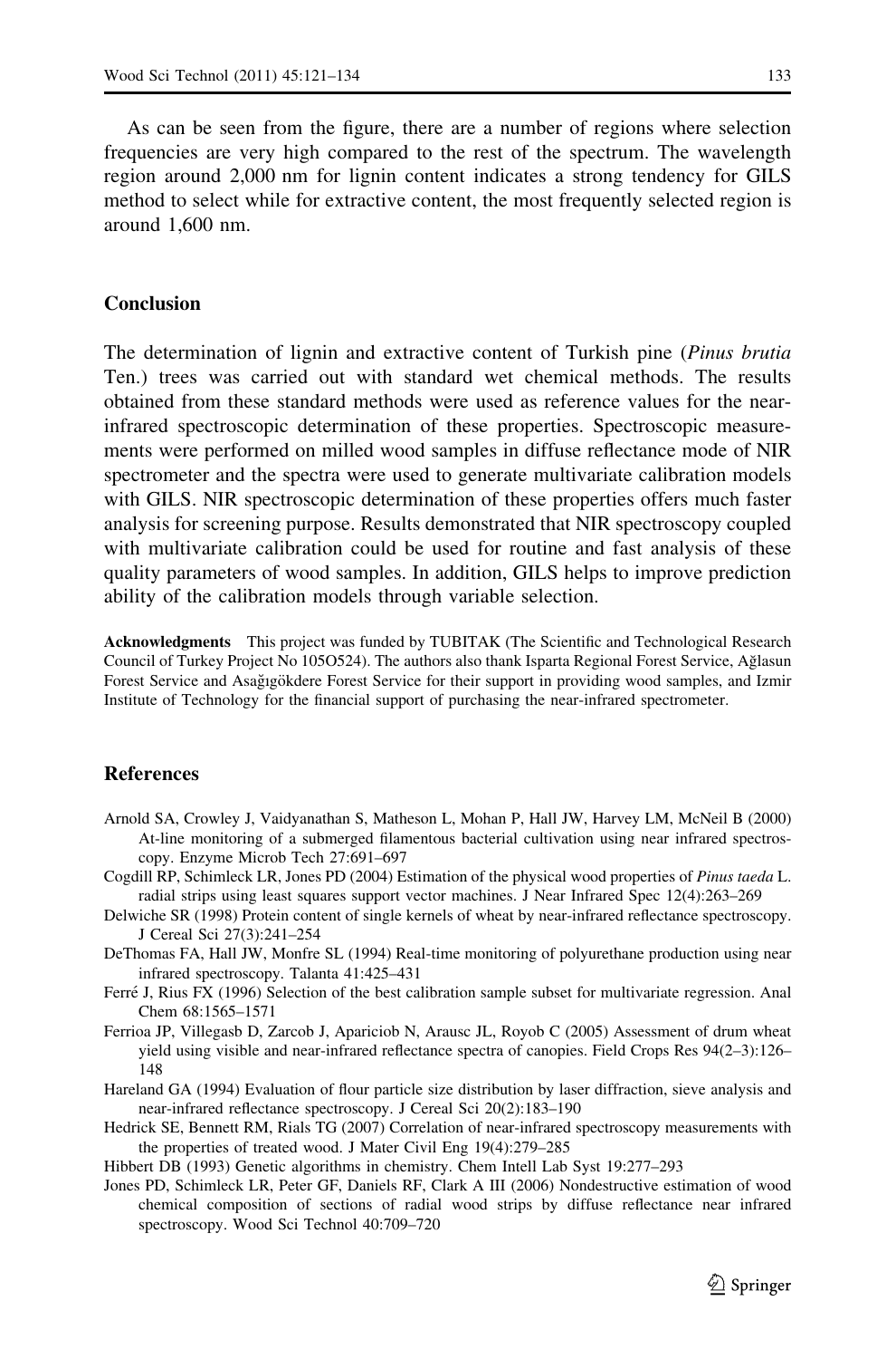As can be seen from the figure, there are a number of regions where selection frequencies are very high compared to the rest of the spectrum. The wavelength region around 2,000 nm for lignin content indicates a strong tendency for GILS method to select while for extractive content, the most frequently selected region is around 1,600 nm.

## Conclusion

The determination of lignin and extractive content of Turkish pine (*Pinus brutia* Ten.) trees was carried out with standard wet chemical methods. The results obtained from these standard methods were used as reference values for the near-infrared spectroscopic determination of these properties. Spectroscopic measurements were performed on milled wood samples in diffuse reflectance mode of NIR spectrometer and the spectra were used to generate multivariate calibration models with GILS. NIR spectroscopic determination of these properties offers much faster analysis for screening purpose. Results demonstrated that NIR spectroscopy coupled with multivariate calibration could be used for routine and fast analysis of these quality parameters of wood samples. In addition, GILS helps to improve prediction ability of the calibration models through variable selection.

**Acknowledgments** This project was funded by TUBITAK (The Scientific and Technological Research Council of Turkey Project No 105O524). The authors also thank Isparta Regional Forest Service, Ağlasun Forest Service and Asağıgökdere Forest Service for their support in providing wood samples, and Izmir Institute of Technology for the financial support of purchasing the near-infrared spectrometer.

## References

Arnold SA, Crowley J, Vaidyanathan S, Matheson L, Mohan P, Hall JW, Harvey LM, McNeil B (2000) At-line monitoring of a submerged filamentous bacterial cultivation using near infrared spectroscopy. Enzyme Microb Tech 27:691–697

Cogdill RP, Schimleck LR, Jones PD (2004) Estimation of the physical wood properties of *Pinus taeda* L. radial strips using least squares support vector machines. J Near Infrared Spec 12(4):263–269

Delwiche SR (1998) Protein content of single kernels of wheat by near-infrared reflectance spectroscopy. J Cereal Sci 27(3):241–254

DeThomas FA, Hall JW, Monfre SL (1994) Real-time monitoring of polyurethane production using near infrared spectroscopy. Talanta 41:425–431

Ferré J, Rius FX (1996) Selection of the best calibration sample subset for multivariate regression. Anal Chem 68:1565–1571

Ferrioa JP, Villegasb D, Zarcob J, Apariciob N, Arausc JL, Royob C (2005) Assessment of drum wheat yield using visible and near-infrared reflectance spectra of canopies. Field Crops Res 94(2–3):126–148

Hareland GA (1994) Evaluation of flour particle size distribution by laser diffraction, sieve analysis and near-infrared reflectance spectroscopy. J Cereal Sci 20(2):183–190

Hedrick SE, Bennett RM, Rials TG (2007) Correlation of near-infrared spectroscopy measurements with the properties of treated wood. J Mater Civil Eng 19(4):279–285

Hibbert DB (1993) Genetic algorithms in chemistry. Chem Intell Lab Syst 19:277–293

Jones PD, Schimleck LR, Peter GF, Daniels RF, Clark A III (2006) Nondestructive estimation of wood chemical composition of sections of radial wood strips by diffuse reflectance near infrared spectroscopy. Wood Sci Technol 40:709–720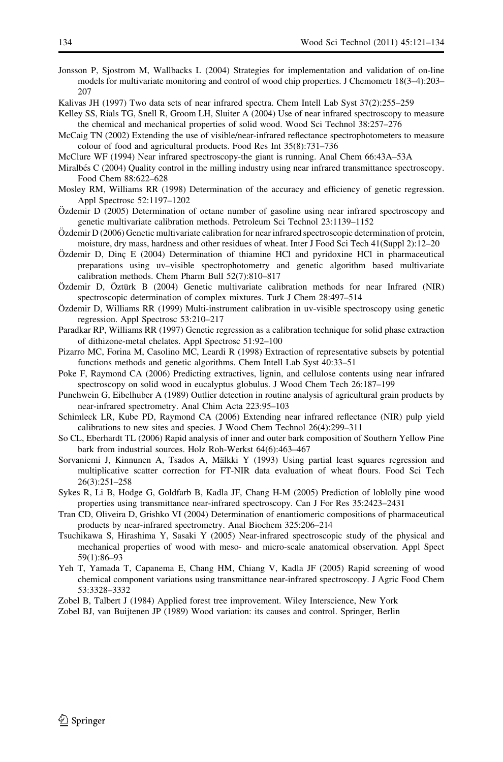Jonsson P, Sjostrom M, Wallbacks L (2004) Strategies for implementation and validation of on-line models for multivariate monitoring and control of wood chip properties. J Chemometr 18(3–4):203–207

Kalivas JH (1997) Two data sets of near infrared spectra. Chem Intell Lab Syst 37(2):255–259

Kelley SS, Rials TG, Snell R, Groom LH, Sluiter A (2004) Use of near infrared spectroscopy to measure the chemical and mechanical properties of solid wood. Wood Sci Technol 38:257–276

McCaig TN (2002) Extending the use of visible/near-infrared reflectance spectrophotometers to measure colour of food and agricultural products. Food Res Int 35(8):731–736

McClure WF (1994) Near infrared spectroscopy-the giant is running. Anal Chem 66:43A–53A

Miralbés C (2004) Quality control in the milling industry using near infrared transmittance spectroscopy. Food Chem 88:622–628

Mosley RM, Williams RR (1998) Determination of the accuracy and efficiency of genetic regression. Appl Spectrosc 52:1197–1202

Özdemir D (2005) Determination of octane number of gasoline using near infrared spectroscopy and genetic multivariate calibration methods. Petroleum Sci Technol 23:1139–1152

Özdemir D (2006) Genetic multivariate calibration for near infrared spectroscopic determination of protein, moisture, dry mass, hardness and other residues of wheat. Inter J Food Sci Tech 41(Suppl 2):12–20

Özdemir D, Dinç E (2004) Determination of thiamine HCl and pyridoxine HCl in pharmaceutical preparations using uv–visible spectrophotometry and genetic algorithm based multivariate calibration methods. Chem Pharm Bull 52(7):810–817

Özdemir D, Öztürk B (2004) Genetic multivariate calibration methods for near Infrared (NIR) spectroscopic determination of complex mixtures. Turk J Chem 28:497–514

Özdemir D, Williams RR (1999) Multi-instrument calibration in uv-visible spectroscopy using genetic regression. Appl Spectrosc 53:210–217

Paradkar RP, Williams RR (1997) Genetic regression as a calibration technique for solid phase extraction of dithizone-metal chelates. Appl Spectrosc 51:92–100

Pizarro MC, Forina M, Casolino MC, Leardi R (1998) Extraction of representative subsets by potential functions methods and genetic algorithms. Chem Intell Lab Syst 40:33–51

Poke F, Raymond CA (2006) Predicting extractives, lignin, and cellulose contents using near infrared spectroscopy on solid wood in eucalyptus globulus. J Wood Chem Tech 26:187–199

Punchwein G, Eibelhuber A (1989) Outlier detection in routine analysis of agricultural grain products by near-infrared spectrometry. Anal Chim Acta 223:95–103

Schimleck LR, Kube PD, Raymond CA (2006) Extending near infrared reflectance (NIR) pulp yield calibrations to new sites and species. J Wood Chem Technol 26(4):299–311

So CL, Eberhardt TL (2006) Rapid analysis of inner and outer bark composition of Southern Yellow Pine bark from industrial sources. Holz Roh-Werkst 64(6):463–467

Sorvaniemi J, Kinnunen A, Tsados A, Mälkki Y (1993) Using partial least squares regression and multiplicative scatter correction for FT-NIR data evaluation of wheat flours. Food Sci Tech 26(3):251–258

Sykes R, Li B, Hodge G, Goldfarb B, Kadla JF, Chang H-M (2005) Prediction of loblolly pine wood properties using transmittance near-infrared spectroscopy. Can J For Res 35:2423–2431

Tran CD, Oliveira D, Grishko VI (2004) Determination of enantiomeric compositions of pharmaceutical products by near-infrared spectrometry. Anal Biochem 325:206–214

Tsuchikawa S, Hirashima Y, Sasaki Y (2005) Near-infrared spectroscopic study of the physical and mechanical properties of wood with meso- and micro-scale anatomical observation. Appl Spect 59(1):86–93

Yeh T, Yamada T, Capanema E, Chang HM, Chiang V, Kadla JF (2005) Rapid screening of wood chemical component variations using transmittance near-infrared spectroscopy. J Agric Food Chem 53:3328–3332

Zobel B, Talbert J (1984) Applied forest tree improvement. Wiley Interscience, New York

Zobel BJ, van Buijtenen JP (1989) Wood variation: its causes and control. Springer, Berlin